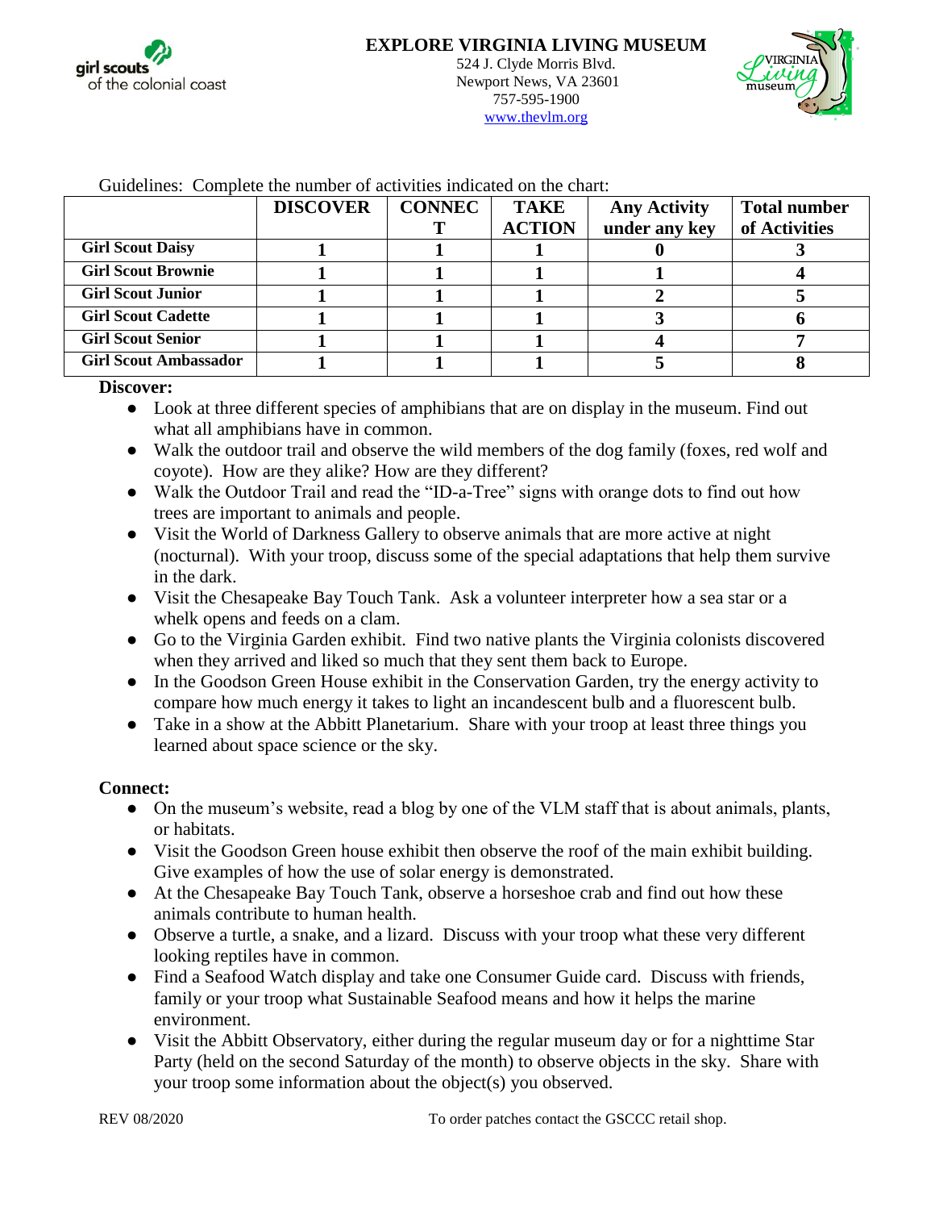# EXPLORE VIRGINIA LIVING MUSEUM

524 J. Clyde Morris Blvd.
Newport News, VA 23601
757-595-1900
www.thevlm.org

Guidelines: Complete the number of activities indicated on the chart:

| | DISCOVER | CONNECT | TAKE ACTION | Any Activity under any key | Total number of Activities |
|---|---|---|---|---|---|
| Girl Scout Daisy | 1 | 1 | 1 | 0 | 3 |
| Girl Scout Brownie | 1 | 1 | 1 | 1 | 4 |
| Girl Scout Junior | 1 | 1 | 1 | 2 | 5 |
| Girl Scout Cadette | 1 | 1 | 1 | 3 | 6 |
| Girl Scout Senior | 1 | 1 | 1 | 4 | 7 |
| Girl Scout Ambassador | 1 | 1 | 1 | 5 | 8 |

**Discover:**

- Look at three different species of amphibians that are on display in the museum. Find out what all amphibians have in common.
- Walk the outdoor trail and observe the wild members of the dog family (foxes, red wolf and coyote). How are they alike? How are they different?
- Walk the Outdoor Trail and read the "ID-a-Tree" signs with orange dots to find out how trees are important to animals and people.
- Visit the World of Darkness Gallery to observe animals that are more active at night (nocturnal). With your troop, discuss some of the special adaptations that help them survive in the dark.
- Visit the Chesapeake Bay Touch Tank. Ask a volunteer interpreter how a sea star or a whelk opens and feeds on a clam.
- Go to the Virginia Garden exhibit. Find two native plants the Virginia colonists discovered when they arrived and liked so much that they sent them back to Europe.
- In the Goodson Green House exhibit in the Conservation Garden, try the energy activity to compare how much energy it takes to light an incandescent bulb and a fluorescent bulb.
- Take in a show at the Abbitt Planetarium. Share with your troop at least three things you learned about space science or the sky.

**Connect:**

- On the museum's website, read a blog by one of the VLM staff that is about animals, plants, or habitats.
- Visit the Goodson Green house exhibit then observe the roof of the main exhibit building. Give examples of how the use of solar energy is demonstrated.
- At the Chesapeake Bay Touch Tank, observe a horseshoe crab and find out how these animals contribute to human health.
- Observe a turtle, a snake, and a lizard. Discuss with your troop what these very different looking reptiles have in common.
- Find a Seafood Watch display and take one Consumer Guide card. Discuss with friends, family or your troop what Sustainable Seafood means and how it helps the marine environment.
- Visit the Abbitt Observatory, either during the regular museum day or for a nighttime Star Party (held on the second Saturday of the month) to observe objects in the sky. Share with your troop some information about the object(s) you observed.

REV 08/2020

To order patches contact the GSCCC retail shop.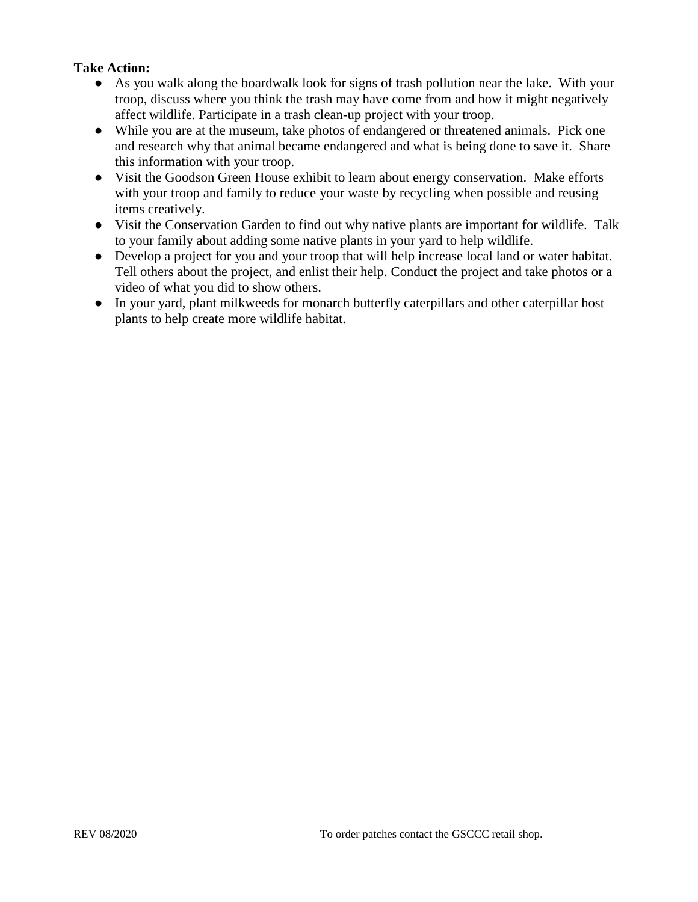**Take Action:**

- As you walk along the boardwalk look for signs of trash pollution near the lake. With your troop, discuss where you think the trash may have come from and how it might negatively affect wildlife. Participate in a trash clean-up project with your troop.
- While you are at the museum, take photos of endangered or threatened animals. Pick one and research why that animal became endangered and what is being done to save it. Share this information with your troop.
- Visit the Goodson Green House exhibit to learn about energy conservation. Make efforts with your troop and family to reduce your waste by recycling when possible and reusing items creatively.
- Visit the Conservation Garden to find out why native plants are important for wildlife. Talk to your family about adding some native plants in your yard to help wildlife.
- Develop a project for you and your troop that will help increase local land or water habitat. Tell others about the project, and enlist their help. Conduct the project and take photos or a video of what you did to show others.
- In your yard, plant milkweeds for monarch butterfly caterpillars and other caterpillar host plants to help create more wildlife habitat.

REV 08/2020

To order patches contact the GSCCC retail shop.